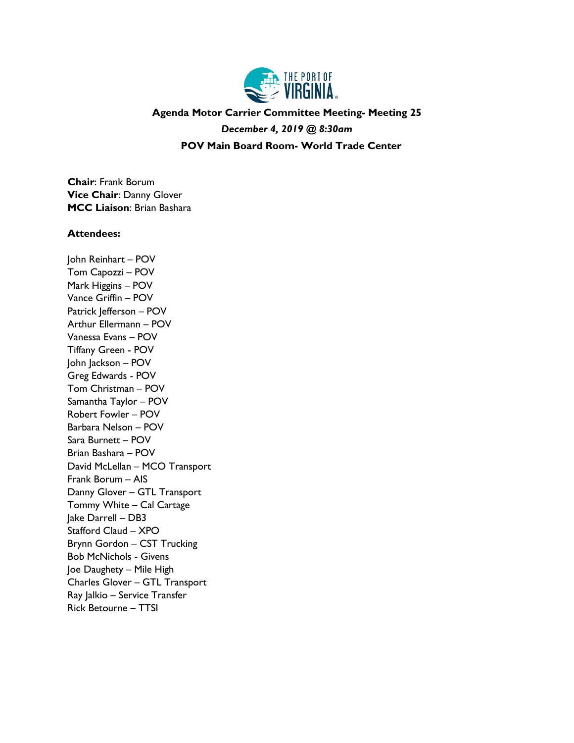**Agenda Motor Carrier Committee Meeting- Meeting 25**

***December 4, 2019 @ 8:30am***

**POV Main Board Room- World Trade Center**

**Chair**: Frank Borum
**Vice Chair**: Danny Glover
**MCC Liaison**: Brian Bashara

**Attendees:**

John Reinhart – POV
Tom Capozzi – POV
Mark Higgins – POV
Vance Griffin – POV
Patrick Jefferson – POV
Arthur Ellermann – POV
Vanessa Evans – POV
Tiffany Green - POV
John Jackson – POV
Greg Edwards - POV
Tom Christman – POV
Samantha Taylor – POV
Robert Fowler – POV
Barbara Nelson – POV
Sara Burnett – POV
Brian Bashara – POV
David McLellan – MCO Transport
Frank Borum – AIS
Danny Glover – GTL Transport
Tommy White – Cal Cartage
Jake Darrell – DB3
Stafford Claud – XPO
Brynn Gordon – CST Trucking
Bob McNichols - Givens
Joe Daughety – Mile High
Charles Glover – GTL Transport
Ray Jalkio – Service Transfer
Rick Betourne – TTSI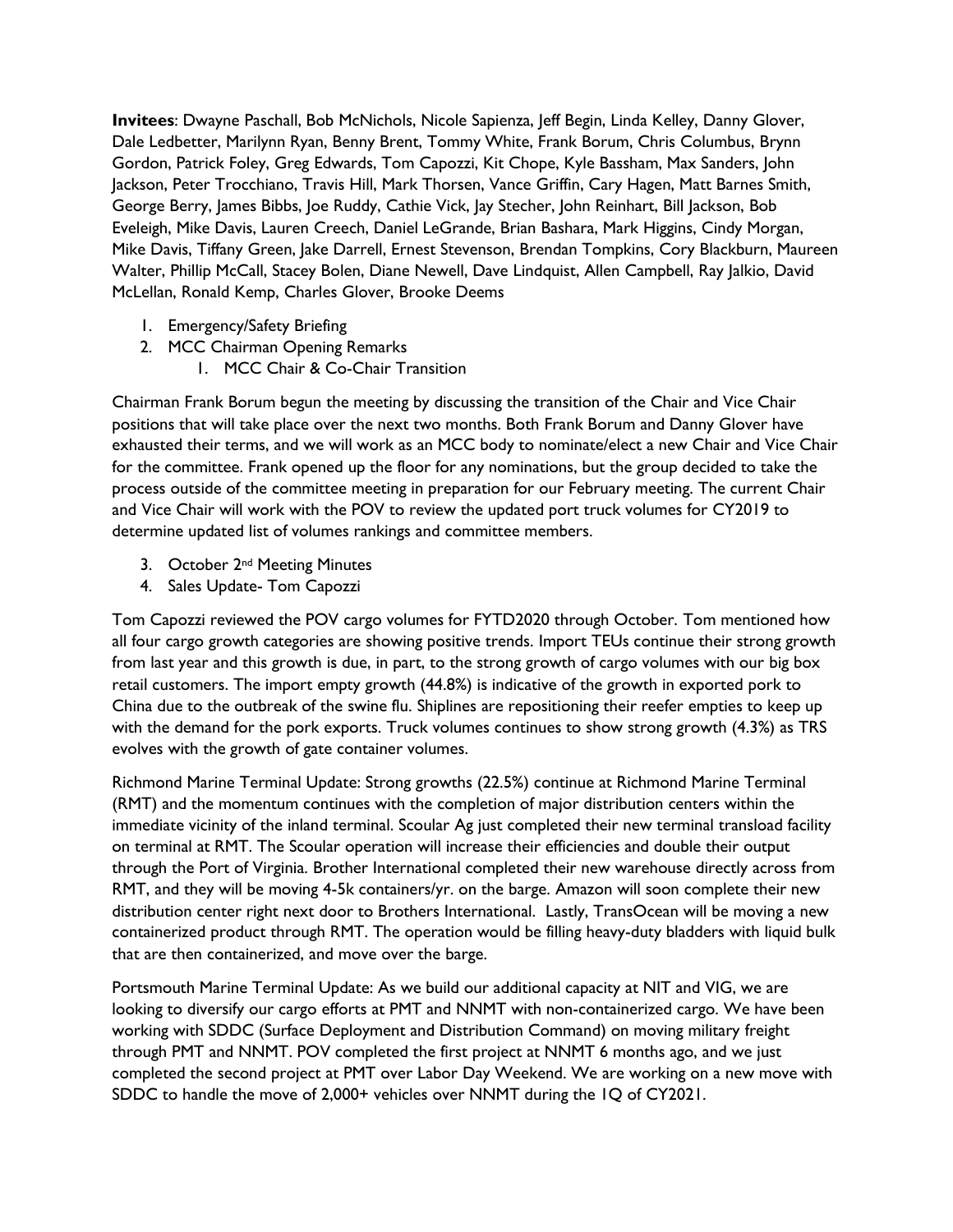**Invitees**: Dwayne Paschall, Bob McNichols, Nicole Sapienza, Jeff Begin, Linda Kelley, Danny Glover, Dale Ledbetter, Marilynn Ryan, Benny Brent, Tommy White, Frank Borum, Chris Columbus, Brynn Gordon, Patrick Foley, Greg Edwards, Tom Capozzi, Kit Chope, Kyle Bassham, Max Sanders, John Jackson, Peter Trocchiano, Travis Hill, Mark Thorsen, Vance Griffin, Cary Hagen, Matt Barnes Smith, George Berry, James Bibbs, Joe Ruddy, Cathie Vick, Jay Stecher, John Reinhart, Bill Jackson, Bob Eveleigh, Mike Davis, Lauren Creech, Daniel LeGrande, Brian Bashara, Mark Higgins, Cindy Morgan, Mike Davis, Tiffany Green, Jake Darrell, Ernest Stevenson, Brendan Tompkins, Cory Blackburn, Maureen Walter, Phillip McCall, Stacey Bolen, Diane Newell, Dave Lindquist, Allen Campbell, Ray Jalkio, David McLellan, Ronald Kemp, Charles Glover, Brooke Deems

1. Emergency/Safety Briefing
2. MCC Chairman Opening Remarks
    1. MCC Chair & Co-Chair Transition

Chairman Frank Borum begun the meeting by discussing the transition of the Chair and Vice Chair positions that will take place over the next two months. Both Frank Borum and Danny Glover have exhausted their terms, and we will work as an MCC body to nominate/elect a new Chair and Vice Chair for the committee. Frank opened up the floor for any nominations, but the group decided to take the process outside of the committee meeting in preparation for our February meeting. The current Chair and Vice Chair will work with the POV to review the updated port truck volumes for CY2019 to determine updated list of volumes rankings and committee members.

3. October 2nd Meeting Minutes
4. Sales Update- Tom Capozzi

Tom Capozzi reviewed the POV cargo volumes for FYTD2020 through October. Tom mentioned how all four cargo growth categories are showing positive trends. Import TEUs continue their strong growth from last year and this growth is due, in part, to the strong growth of cargo volumes with our big box retail customers. The import empty growth (44.8%) is indicative of the growth in exported pork to China due to the outbreak of the swine flu. Shiplines are repositioning their reefer empties to keep up with the demand for the pork exports. Truck volumes continues to show strong growth (4.3%) as TRS evolves with the growth of gate container volumes.

Richmond Marine Terminal Update: Strong growths (22.5%) continue at Richmond Marine Terminal (RMT) and the momentum continues with the completion of major distribution centers within the immediate vicinity of the inland terminal. Scoular Ag just completed their new terminal transload facility on terminal at RMT. The Scoular operation will increase their efficiencies and double their output through the Port of Virginia. Brother International completed their new warehouse directly across from RMT, and they will be moving 4-5k containers/yr. on the barge. Amazon will soon complete their new distribution center right next door to Brothers International. Lastly, TransOcean will be moving a new containerized product through RMT. The operation would be filling heavy-duty bladders with liquid bulk that are then containerized, and move over the barge.

Portsmouth Marine Terminal Update: As we build our additional capacity at NIT and VIG, we are looking to diversify our cargo efforts at PMT and NNMT with non-containerized cargo. We have been working with SDDC (Surface Deployment and Distribution Command) on moving military freight through PMT and NNMT. POV completed the first project at NNMT 6 months ago, and we just completed the second project at PMT over Labor Day Weekend. We are working on a new move with SDDC to handle the move of 2,000+ vehicles over NNMT during the 1Q of CY2021.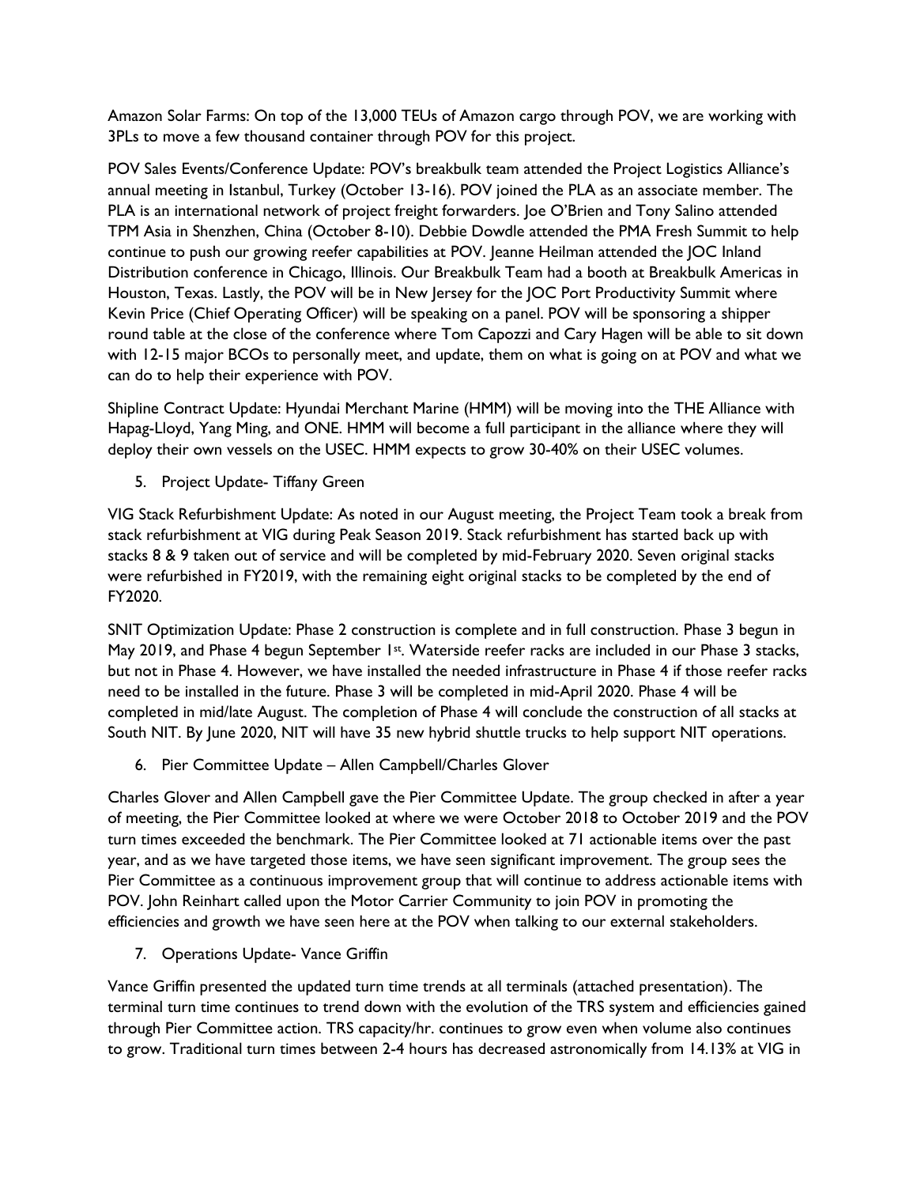Amazon Solar Farms: On top of the 13,000 TEUs of Amazon cargo through POV, we are working with 3PLs to move a few thousand container through POV for this project.

POV Sales Events/Conference Update: POV's breakbulk team attended the Project Logistics Alliance's annual meeting in Istanbul, Turkey (October 13-16). POV joined the PLA as an associate member. The PLA is an international network of project freight forwarders. Joe O'Brien and Tony Salino attended TPM Asia in Shenzhen, China (October 8-10). Debbie Dowdle attended the PMA Fresh Summit to help continue to push our growing reefer capabilities at POV. Jeanne Heilman attended the JOC Inland Distribution conference in Chicago, Illinois. Our Breakbulk Team had a booth at Breakbulk Americas in Houston, Texas. Lastly, the POV will be in New Jersey for the JOC Port Productivity Summit where Kevin Price (Chief Operating Officer) will be speaking on a panel. POV will be sponsoring a shipper round table at the close of the conference where Tom Capozzi and Cary Hagen will be able to sit down with 12-15 major BCOs to personally meet, and update, them on what is going on at POV and what we can do to help their experience with POV.

Shipline Contract Update: Hyundai Merchant Marine (HMM) will be moving into the THE Alliance with Hapag-Lloyd, Yang Ming, and ONE. HMM will become a full participant in the alliance where they will deploy their own vessels on the USEC. HMM expects to grow 30-40% on their USEC volumes.

5. Project Update- Tiffany Green

VIG Stack Refurbishment Update: As noted in our August meeting, the Project Team took a break from stack refurbishment at VIG during Peak Season 2019. Stack refurbishment has started back up with stacks 8 & 9 taken out of service and will be completed by mid-February 2020. Seven original stacks were refurbished in FY2019, with the remaining eight original stacks to be completed by the end of FY2020.

SNIT Optimization Update: Phase 2 construction is complete and in full construction. Phase 3 begun in May 2019, and Phase 4 begun September 1st. Waterside reefer racks are included in our Phase 3 stacks, but not in Phase 4. However, we have installed the needed infrastructure in Phase 4 if those reefer racks need to be installed in the future. Phase 3 will be completed in mid-April 2020. Phase 4 will be completed in mid/late August. The completion of Phase 4 will conclude the construction of all stacks at South NIT. By June 2020, NIT will have 35 new hybrid shuttle trucks to help support NIT operations.

6. Pier Committee Update – Allen Campbell/Charles Glover

Charles Glover and Allen Campbell gave the Pier Committee Update. The group checked in after a year of meeting, the Pier Committee looked at where we were October 2018 to October 2019 and the POV turn times exceeded the benchmark. The Pier Committee looked at 71 actionable items over the past year, and as we have targeted those items, we have seen significant improvement. The group sees the Pier Committee as a continuous improvement group that will continue to address actionable items with POV. John Reinhart called upon the Motor Carrier Community to join POV in promoting the efficiencies and growth we have seen here at the POV when talking to our external stakeholders.

7. Operations Update- Vance Griffin

Vance Griffin presented the updated turn time trends at all terminals (attached presentation). The terminal turn time continues to trend down with the evolution of the TRS system and efficiencies gained through Pier Committee action. TRS capacity/hr. continues to grow even when volume also continues to grow. Traditional turn times between 2-4 hours has decreased astronomically from 14.13% at VIG in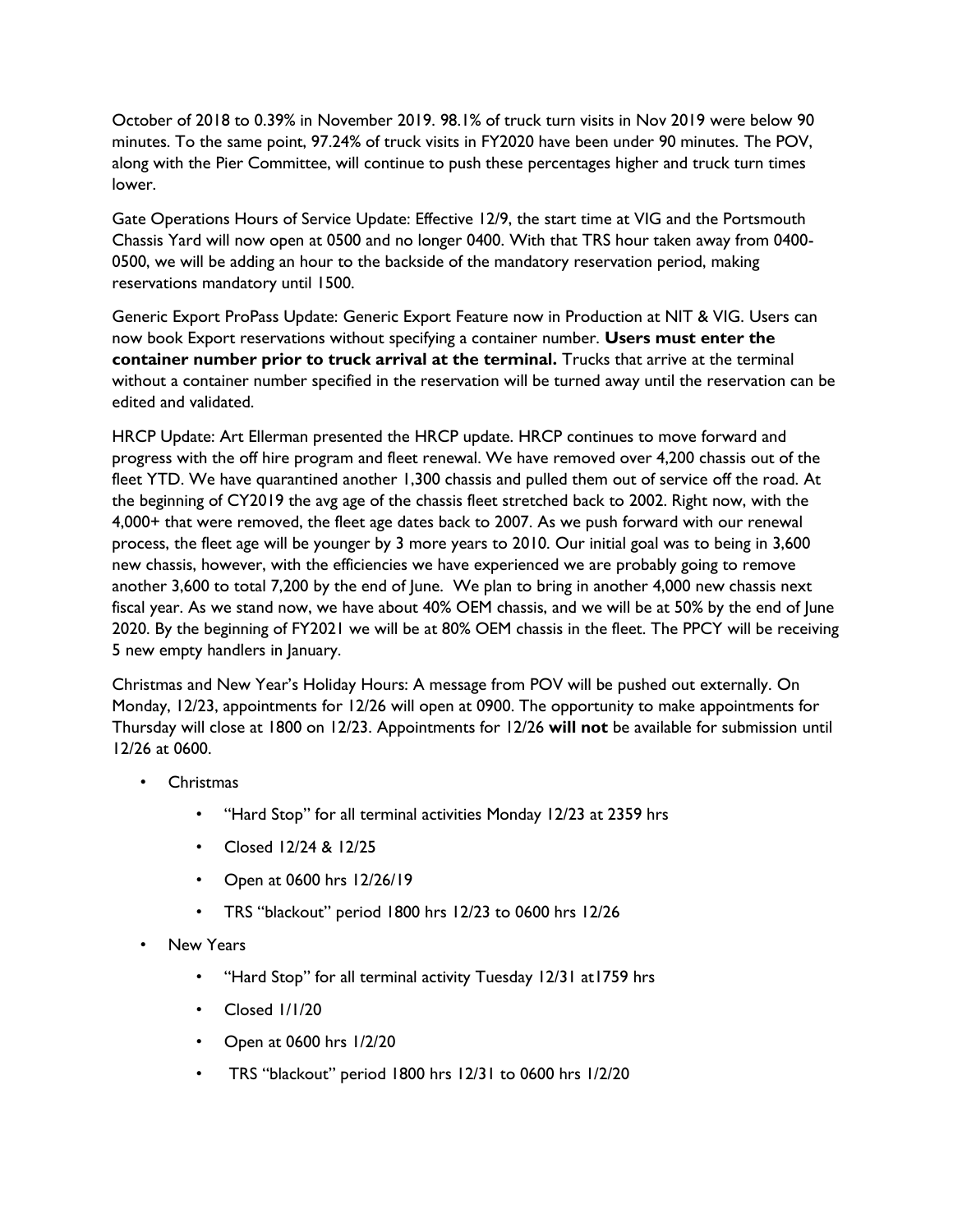October of 2018 to 0.39% in November 2019. 98.1% of truck turn visits in Nov 2019 were below 90 minutes. To the same point, 97.24% of truck visits in FY2020 have been under 90 minutes. The POV, along with the Pier Committee, will continue to push these percentages higher and truck turn times lower.

Gate Operations Hours of Service Update: Effective 12/9, the start time at VIG and the Portsmouth Chassis Yard will now open at 0500 and no longer 0400. With that TRS hour taken away from 0400-0500, we will be adding an hour to the backside of the mandatory reservation period, making reservations mandatory until 1500.

Generic Export ProPass Update: Generic Export Feature now in Production at NIT & VIG. Users can now book Export reservations without specifying a container number. **Users must enter the container number prior to truck arrival at the terminal.** Trucks that arrive at the terminal without a container number specified in the reservation will be turned away until the reservation can be edited and validated.

HRCP Update: Art Ellerman presented the HRCP update. HRCP continues to move forward and progress with the off hire program and fleet renewal. We have removed over 4,200 chassis out of the fleet YTD. We have quarantined another 1,300 chassis and pulled them out of service off the road. At the beginning of CY2019 the avg age of the chassis fleet stretched back to 2002. Right now, with the 4,000+ that were removed, the fleet age dates back to 2007. As we push forward with our renewal process, the fleet age will be younger by 3 more years to 2010. Our initial goal was to being in 3,600 new chassis, however, with the efficiencies we have experienced we are probably going to remove another 3,600 to total 7,200 by the end of June. We plan to bring in another 4,000 new chassis next fiscal year. As we stand now, we have about 40% OEM chassis, and we will be at 50% by the end of June 2020. By the beginning of FY2021 we will be at 80% OEM chassis in the fleet. The PPCY will be receiving 5 new empty handlers in January.

Christmas and New Year's Holiday Hours: A message from POV will be pushed out externally. On Monday, 12/23, appointments for 12/26 will open at 0900. The opportunity to make appointments for Thursday will close at 1800 on 12/23. Appointments for 12/26 **will not** be available for submission until 12/26 at 0600.

- Christmas
  - "Hard Stop" for all terminal activities Monday 12/23 at 2359 hrs
  - Closed 12/24 & 12/25
  - Open at 0600 hrs 12/26/19
  - TRS "blackout" period 1800 hrs 12/23 to 0600 hrs 12/26
- New Years
  - "Hard Stop" for all terminal activity Tuesday 12/31 at1759 hrs
  - Closed 1/1/20
  - Open at 0600 hrs 1/2/20
  - TRS "blackout" period 1800 hrs 12/31 to 0600 hrs 1/2/20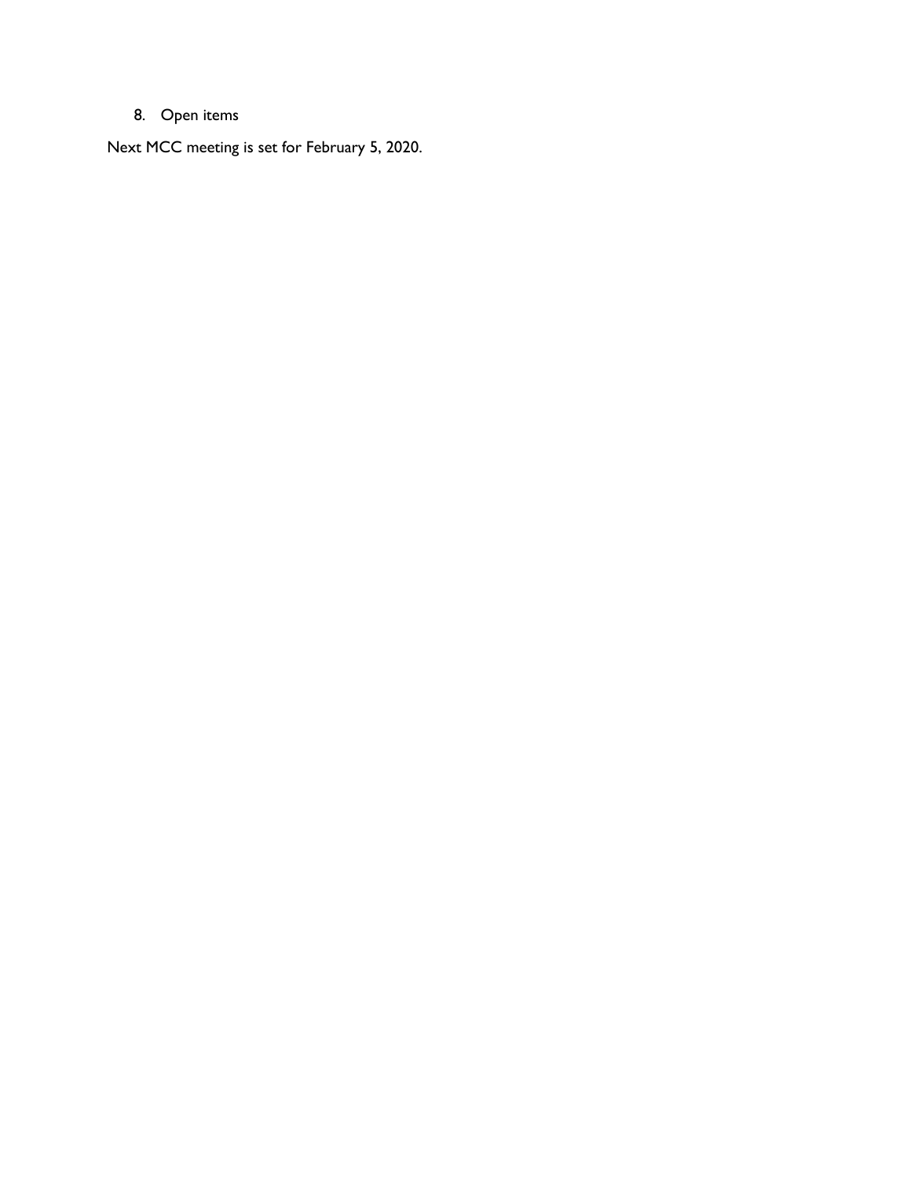8. Open items

Next MCC meeting is set for February 5, 2020.